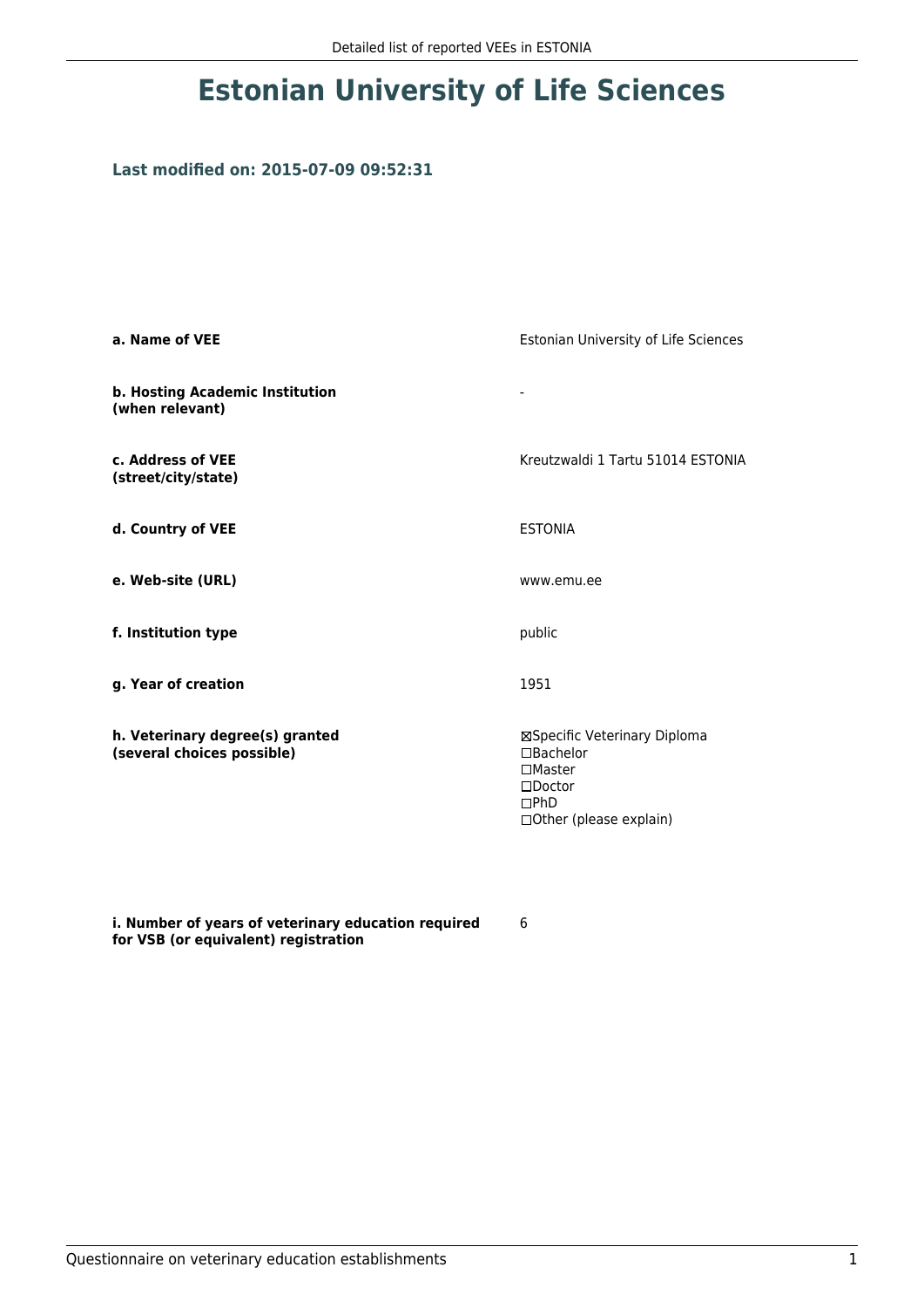# Estonian University of Life Sciences

### Last modified on: 2015-07-09 09:52:31

| | |
|---|---|
| **a. Name of VEE** | Estonian University of Life Sciences |
| **b. Hosting Academic Institution (when relevant)** | - |
| **c. Address of VEE (street/city/state)** | Kreutzwaldi 1 Tartu 51014 ESTONIA |
| **d. Country of VEE** | ESTONIA |
| **e. Web-site (URL)** | www.emu.ee |
| **f. Institution type** | public |
| **g. Year of creation** | 1951 |
| **h. Veterinary degree(s) granted (several choices possible)** | ☒Specific Veterinary Diploma<br>☐Bachelor<br>☐Master<br>☐Doctor<br>☐PhD<br>☐Other (please explain) |
| **i. Number of years of veterinary education required for VSB (or equivalent) registration** | 6 |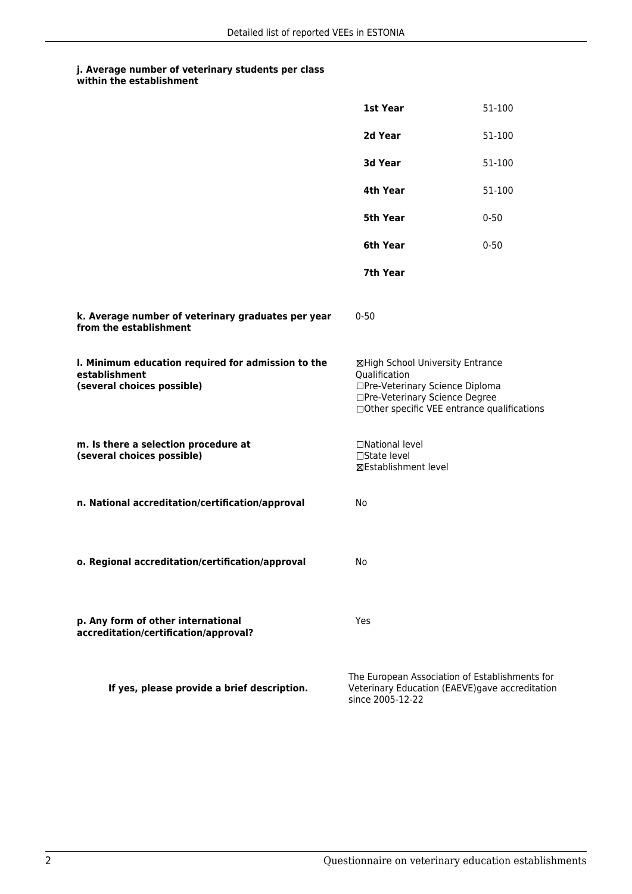**j. Average number of veterinary students per class within the establishment**

| | |
|---|---|
| **1st Year** | 51-100 |
| **2d Year** | 51-100 |
| **3d Year** | 51-100 |
| **4th Year** | 51-100 |
| **5th Year** | 0-50 |
| **6th Year** | 0-50 |
| **7th Year** | |

**k. Average number of veterinary graduates per year from the establishment**

0-50

**l. Minimum education required for admission to the establishment (several choices possible)**

☒High School University Entrance Qualification
☐Pre-Veterinary Science Diploma
☐Pre-Veterinary Science Degree
☐Other specific VEE entrance qualifications

**m. Is there a selection procedure at (several choices possible)**

☐National level
☐State level
☒Establishment level

**n. National accreditation/certification/approval**

No

**o. Regional accreditation/certification/approval**

No

**p. Any form of other international accreditation/certification/approval?**

Yes

**If yes, please provide a brief description.**

The European Association of Establishments for Veterinary Education (EAEVE)gave accreditation since 2005-12-22